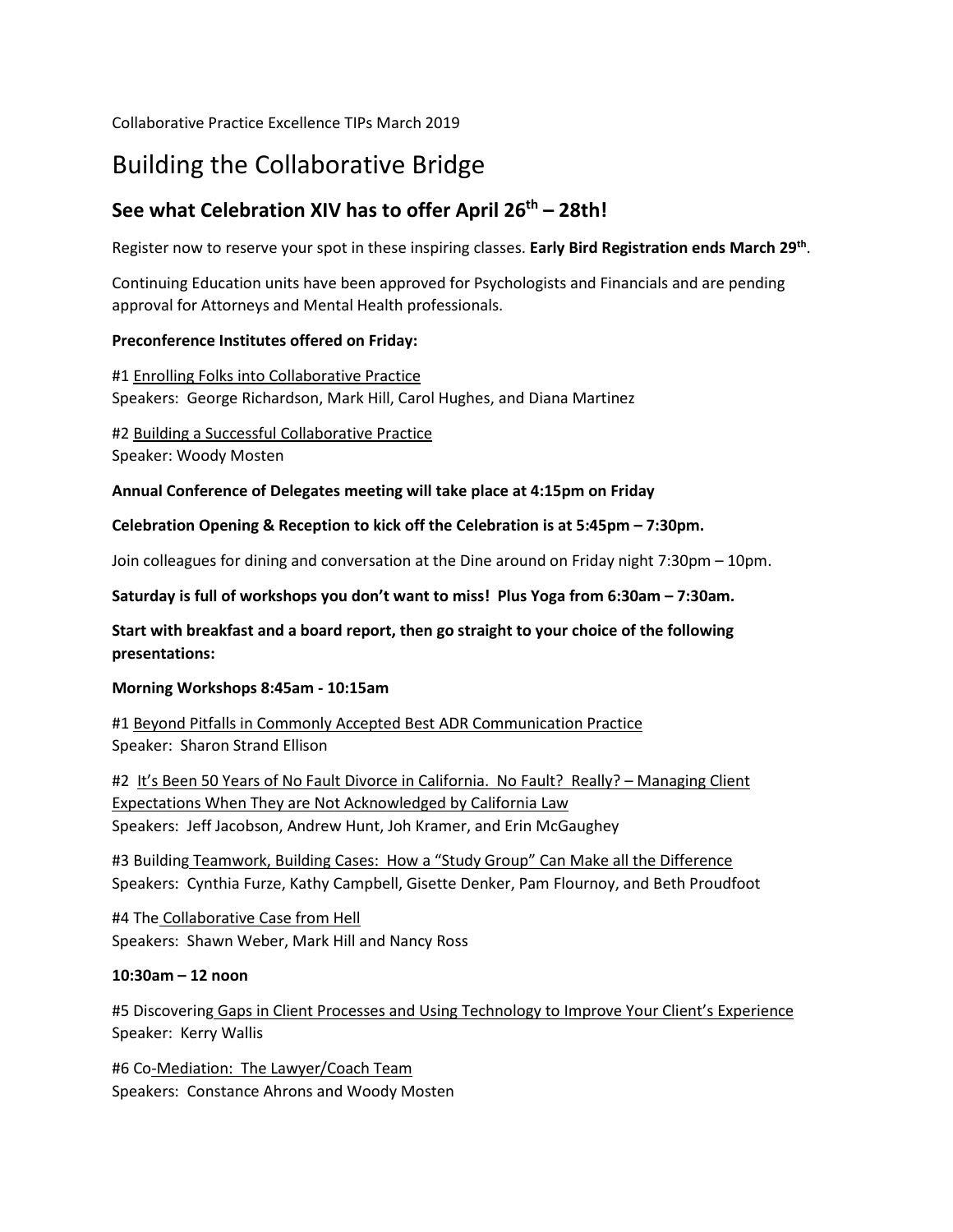Collaborative Practice Excellence TIPs March 2019

# Building the Collaborative Bridge

## See what Celebration XIV has to offer April 26th – 28th!

Register now to reserve your spot in these inspiring classes. **Early Bird Registration ends March 29th**.

Continuing Education units have been approved for Psychologists and Financials and are pending approval for Attorneys and Mental Health professionals.

**Preconference Institutes offered on Friday:**

#1 Enrolling Folks into Collaborative Practice
Speakers: George Richardson, Mark Hill, Carol Hughes, and Diana Martinez

#2 Building a Successful Collaborative Practice
Speaker: Woody Mosten

**Annual Conference of Delegates meeting will take place at 4:15pm on Friday**

**Celebration Opening & Reception to kick off the Celebration is at 5:45pm – 7:30pm.**

Join colleagues for dining and conversation at the Dine around on Friday night 7:30pm – 10pm.

**Saturday is full of workshops you don't want to miss! Plus Yoga from 6:30am – 7:30am.**

**Start with breakfast and a board report, then go straight to your choice of the following presentations:**

**Morning Workshops 8:45am - 10:15am**

#1 Beyond Pitfalls in Commonly Accepted Best ADR Communication Practice
Speaker: Sharon Strand Ellison

#2 It's Been 50 Years of No Fault Divorce in California. No Fault? Really? – Managing Client Expectations When They are Not Acknowledged by California Law
Speakers: Jeff Jacobson, Andrew Hunt, Joh Kramer, and Erin McGaughey

#3 Building Teamwork, Building Cases: How a "Study Group" Can Make all the Difference
Speakers: Cynthia Furze, Kathy Campbell, Gisette Denker, Pam Flournoy, and Beth Proudfoot

#4 The Collaborative Case from Hell
Speakers: Shawn Weber, Mark Hill and Nancy Ross

**10:30am – 12 noon**

#5 Discovering Gaps in Client Processes and Using Technology to Improve Your Client's Experience
Speaker: Kerry Wallis

#6 Co-Mediation: The Lawyer/Coach Team
Speakers: Constance Ahrons and Woody Mosten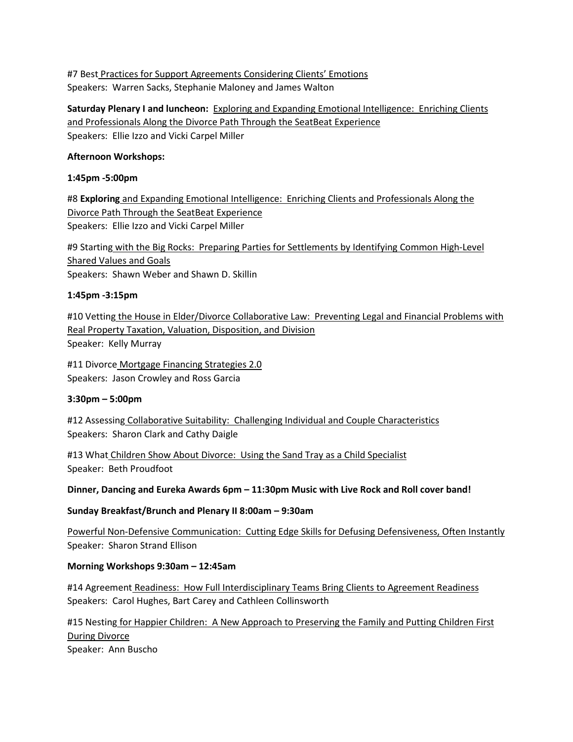#7 Best Practices for Support Agreements Considering Clients' Emotions
Speakers: Warren Sacks, Stephanie Maloney and James Walton

**Saturday Plenary I and luncheon:** Exploring and Expanding Emotional Intelligence: Enriching Clients and Professionals Along the Divorce Path Through the SeatBeat Experience
Speakers: Ellie Izzo and Vicki Carpel Miller

**Afternoon Workshops:**

**1:45pm -5:00pm**

#8 **Exploring** and Expanding Emotional Intelligence: Enriching Clients and Professionals Along the Divorce Path Through the SeatBeat Experience
Speakers: Ellie Izzo and Vicki Carpel Miller

#9 Starting with the Big Rocks: Preparing Parties for Settlements by Identifying Common High-Level Shared Values and Goals
Speakers: Shawn Weber and Shawn D. Skillin

**1:45pm -3:15pm**

#10 Vetting the House in Elder/Divorce Collaborative Law: Preventing Legal and Financial Problems with Real Property Taxation, Valuation, Disposition, and Division
Speaker: Kelly Murray

#11 Divorce Mortgage Financing Strategies 2.0
Speakers: Jason Crowley and Ross Garcia

**3:30pm – 5:00pm**

#12 Assessing Collaborative Suitability: Challenging Individual and Couple Characteristics
Speakers: Sharon Clark and Cathy Daigle

#13 What Children Show About Divorce: Using the Sand Tray as a Child Specialist
Speaker: Beth Proudfoot

**Dinner, Dancing and Eureka Awards 6pm – 11:30pm Music with Live Rock and Roll cover band!**

**Sunday Breakfast/Brunch and Plenary II 8:00am – 9:30am**

Powerful Non-Defensive Communication: Cutting Edge Skills for Defusing Defensiveness, Often Instantly
Speaker: Sharon Strand Ellison

**Morning Workshops 9:30am – 12:45am**

#14 Agreement Readiness: How Full Interdisciplinary Teams Bring Clients to Agreement Readiness
Speakers: Carol Hughes, Bart Carey and Cathleen Collinsworth

#15 Nesting for Happier Children: A New Approach to Preserving the Family and Putting Children First During Divorce
Speaker: Ann Buscho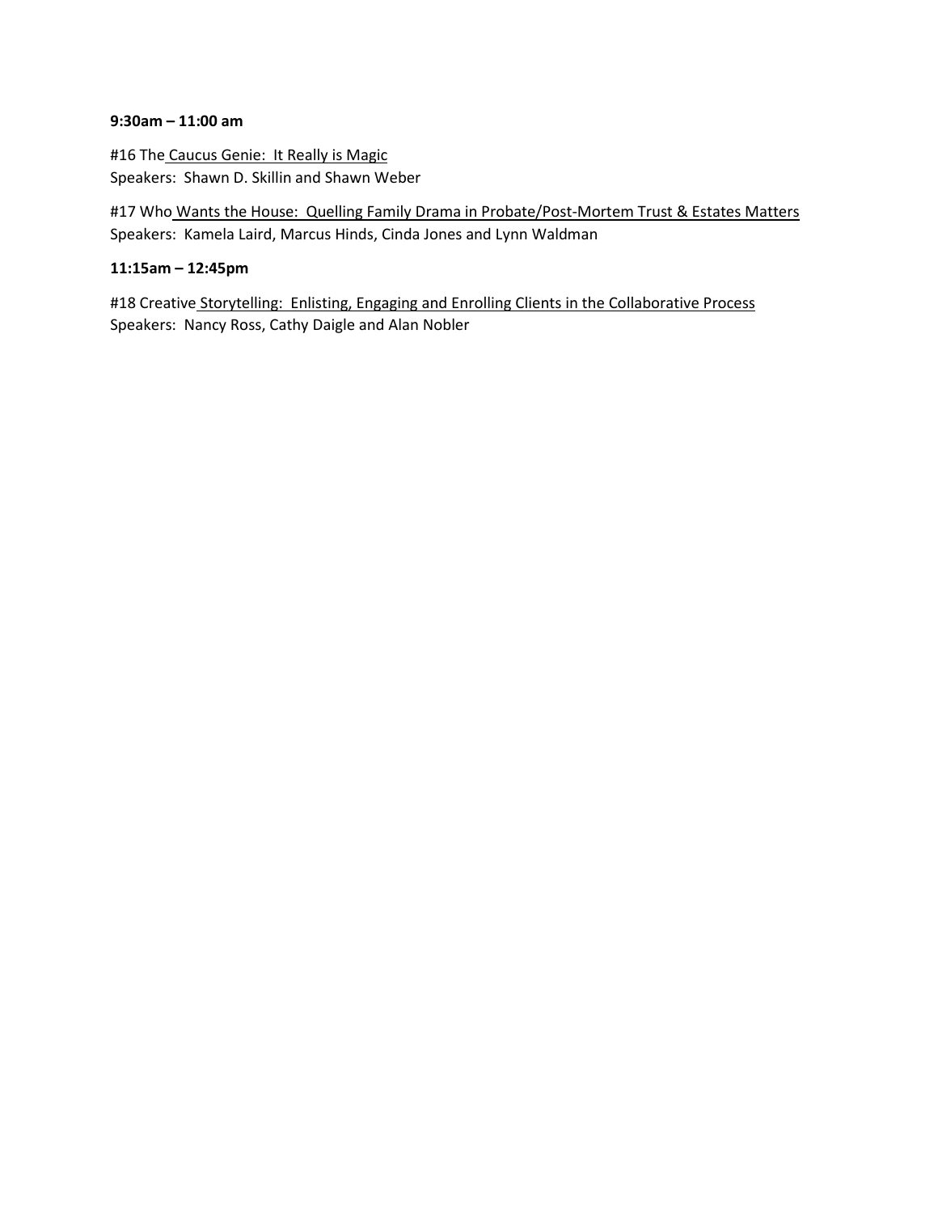**9:30am – 11:00 am**

#16 The Caucus Genie:  It Really is Magic
Speakers:  Shawn D. Skillin and Shawn Weber

#17 Who Wants the House:  Quelling Family Drama in Probate/Post-Mortem Trust & Estates Matters
Speakers:  Kamela Laird, Marcus Hinds, Cinda Jones and Lynn Waldman

**11:15am – 12:45pm**

#18 Creative Storytelling:  Enlisting, Engaging and Enrolling Clients in the Collaborative Process
Speakers:  Nancy Ross, Cathy Daigle and Alan Nobler